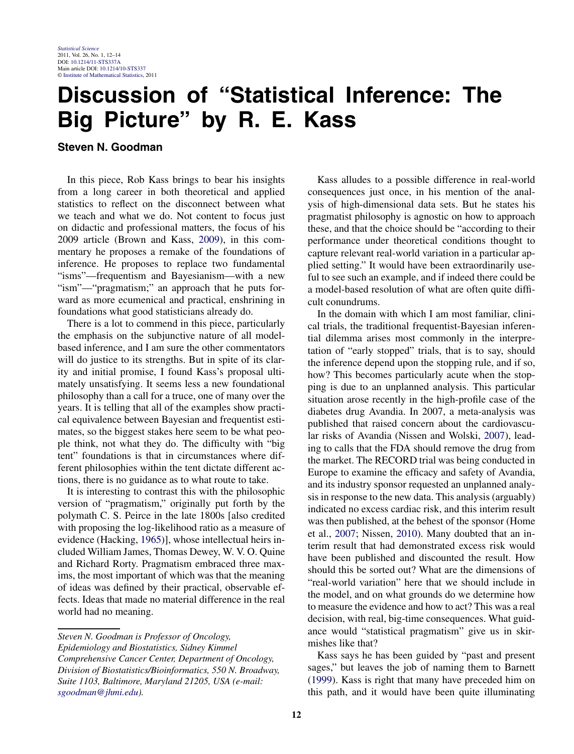# Discussion of "Statistical Inference: The Big Picture" by R. E. Kass

**Steven N. Goodman**

In this piece, Rob Kass brings to bear his insights from a long career in both theoretical and applied statistics to reflect on the disconnect between what we teach and what we do. Not content to focus just on didactic and professional matters, the focus of his 2009 article (Brown and Kass, 2009), in this commentary he proposes a remake of the foundations of inference. He proposes to replace two fundamental "isms"—frequentism and Bayesianism—with a new "ism"—"pragmatism;" an approach that he puts forward as more ecumenical and practical, enshrining in foundations what good statisticians already do.

There is a lot to commend in this piece, particularly the emphasis on the subjunctive nature of all model-based inference, and I am sure the other commentators will do justice to its strengths. But in spite of its clarity and initial promise, I found Kass's proposal ultimately unsatisfying. It seems less a new foundational philosophy than a call for a truce, one of many over the years. It is telling that all of the examples show practical equivalence between Bayesian and frequentist estimates, so the biggest stakes here seem to be what people think, not what they do. The difficulty with "big tent" foundations is that in circumstances where different philosophies within the tent dictate different actions, there is no guidance as to what route to take.

It is interesting to contrast this with the philosophic version of "pragmatism," originally put forth by the polymath C. S. Peirce in the late 1800s [also credited with proposing the log-likelihood ratio as a measure of evidence (Hacking, 1965)], whose intellectual heirs included William James, Thomas Dewey, W. V. O. Quine and Richard Rorty. Pragmatism embraced three maxims, the most important of which was that the meaning of ideas was defined by their practical, observable effects. Ideas that made no material difference in the real world had no meaning.

Kass alludes to a possible difference in real-world consequences just once, in his mention of the analysis of high-dimensional data sets. But he states his pragmatist philosophy is agnostic on how to approach these, and that the choice should be "according to their performance under theoretical conditions thought to capture relevant real-world variation in a particular applied setting." It would have been extraordinarily useful to see such an example, and if indeed there could be a model-based resolution of what are often quite difficult conundrums.

In the domain with which I am most familiar, clinical trials, the traditional frequentist-Bayesian inferential dilemma arises most commonly in the interpretation of "early stopped" trials, that is to say, should the inference depend upon the stopping rule, and if so, how? This becomes particularly acute when the stopping is due to an unplanned analysis. This particular situation arose recently in the high-profile case of the diabetes drug Avandia. In 2007, a meta-analysis was published that raised concern about the cardiovascular risks of Avandia (Nissen and Wolski, 2007), leading to calls that the FDA should remove the drug from the market. The RECORD trial was being conducted in Europe to examine the efficacy and safety of Avandia, and its industry sponsor requested an unplanned analysis in response to the new data. This analysis (arguably) indicated no excess cardiac risk, and this interim result was then published, at the behest of the sponsor (Home et al., 2007; Nissen, 2010). Many doubted that an interim result that had demonstrated excess risk would have been published and discounted the result. How should this be sorted out? What are the dimensions of "real-world variation" here that we should include in the model, and on what grounds do we determine how to measure the evidence and how to act? This was a real decision, with real, big-time consequences. What guidance would "statistical pragmatism" give us in skirmishes like that?

Kass says he has been guided by "past and present sages," but leaves the job of naming them to Barnett (1999). Kass is right that many have preceded him on this path, and it would have been quite illuminating

*Steven N. Goodman is Professor of Oncology, Epidemiology and Biostatistics, Sidney Kimmel Comprehensive Cancer Center, Department of Oncology, Division of Biostatistics/Bioinformatics, 550 N. Broadway, Suite 1103, Baltimore, Maryland 21205, USA (e-mail: sgoodman@jhmi.edu).*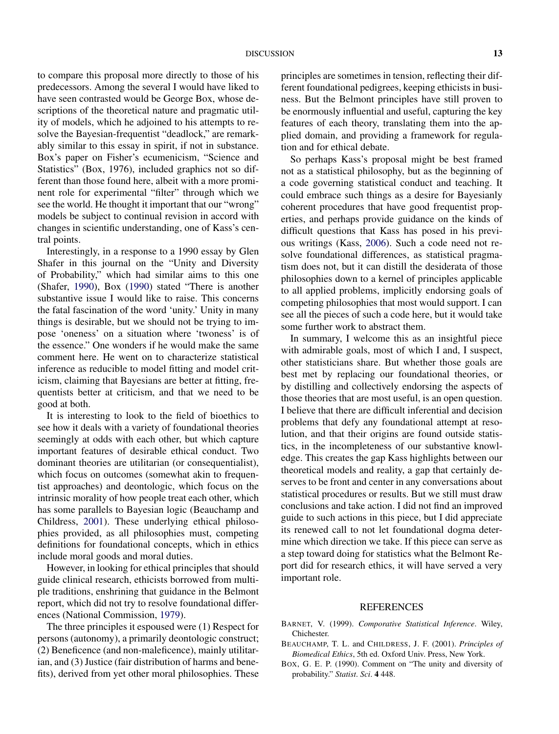to compare this proposal more directly to those of his predecessors. Among the several I would have liked to have seen contrasted would be George Box, whose descriptions of the theoretical nature and pragmatic utility of models, which he adjoined to his attempts to resolve the Bayesian-frequentist "deadlock," are remarkably similar to this essay in spirit, if not in substance. Box's paper on Fisher's ecumenicism, "Science and Statistics" (Box, 1976), included graphics not so different than those found here, albeit with a more prominent role for experimental "filter" through which we see the world. He thought it important that our "wrong" models be subject to continual revision in accord with changes in scientific understanding, one of Kass's central points.

Interestingly, in a response to a 1990 essay by Glen Shafer in this journal on the "Unity and Diversity of Probability," which had similar aims to this one (Shafer, 1990), Box (1990) stated "There is another substantive issue I would like to raise. This concerns the fatal fascination of the word 'unity.' Unity in many things is desirable, but we should not be trying to impose 'oneness' on a situation where 'twoness' is of the essence." One wonders if he would make the same comment here. He went on to characterize statistical inference as reducible to model fitting and model criticism, claiming that Bayesians are better at fitting, frequentists better at criticism, and that we need to be good at both.

It is interesting to look to the field of bioethics to see how it deals with a variety of foundational theories seemingly at odds with each other, but which capture important features of desirable ethical conduct. Two dominant theories are utilitarian (or consequentialist), which focus on outcomes (somewhat akin to frequentist approaches) and deontologic, which focus on the intrinsic morality of how people treat each other, which has some parallels to Bayesian logic (Beauchamp and Childress, 2001). These underlying ethical philosophies provided, as all philosophies must, competing definitions for foundational concepts, which in ethics include moral goods and moral duties.

However, in looking for ethical principles that should guide clinical research, ethicists borrowed from multiple traditions, enshrining that guidance in the Belmont report, which did not try to resolve foundational differences (National Commission, 1979).

The three principles it espoused were (1) Respect for persons (autonomy), a primarily deontologic construct; (2) Beneficence (and non-maleficence), mainly utilitarian, and (3) Justice (fair distribution of harms and benefits), derived from yet other moral philosophies. These principles are sometimes in tension, reflecting their different foundational pedigrees, keeping ethicists in business. But the Belmont principles have still proven to be enormously influential and useful, capturing the key features of each theory, translating them into the applied domain, and providing a framework for regulation and for ethical debate.

So perhaps Kass's proposal might be best framed not as a statistical philosophy, but as the beginning of a code governing statistical conduct and teaching. It could embrace such things as a desire for Bayesianly coherent procedures that have good frequentist properties, and perhaps provide guidance on the kinds of difficult questions that Kass has posed in his previous writings (Kass, 2006). Such a code need not resolve foundational differences, as statistical pragmatism does not, but it can distill the desiderata of those philosophies down to a kernel of principles applicable to all applied problems, implicitly endorsing goals of competing philosophies that most would support. I can see all the pieces of such a code here, but it would take some further work to abstract them.

In summary, I welcome this as an insightful piece with admirable goals, most of which I and, I suspect, other statisticians share. But whether those goals are best met by replacing our foundational theories, or by distilling and collectively endorsing the aspects of those theories that are most useful, is an open question. I believe that there are difficult inferential and decision problems that defy any foundational attempt at resolution, and that their origins are found outside statistics, in the incompleteness of our substantive knowledge. This creates the gap Kass highlights between our theoretical models and reality, a gap that certainly deserves to be front and center in any conversations about statistical procedures or results. But we still must draw conclusions and take action. I did not find an improved guide to such actions in this piece, but I did appreciate its renewed call to not let foundational dogma determine which direction we take. If this piece can serve as a step toward doing for statistics what the Belmont Report did for research ethics, it will have served a very important role.

## REFERENCES

BARNET, V. (1999). *Comporative Statistical Inference*. Wiley, Chichester.

BEAUCHAMP, T. L. and CHILDRESS, J. F. (2001). *Principles of Biomedical Ethics*, 5th ed. Oxford Univ. Press, New York.

BOX, G. E. P. (1990). Comment on "The unity and diversity of probability." *Statist. Sci*. **4** 448.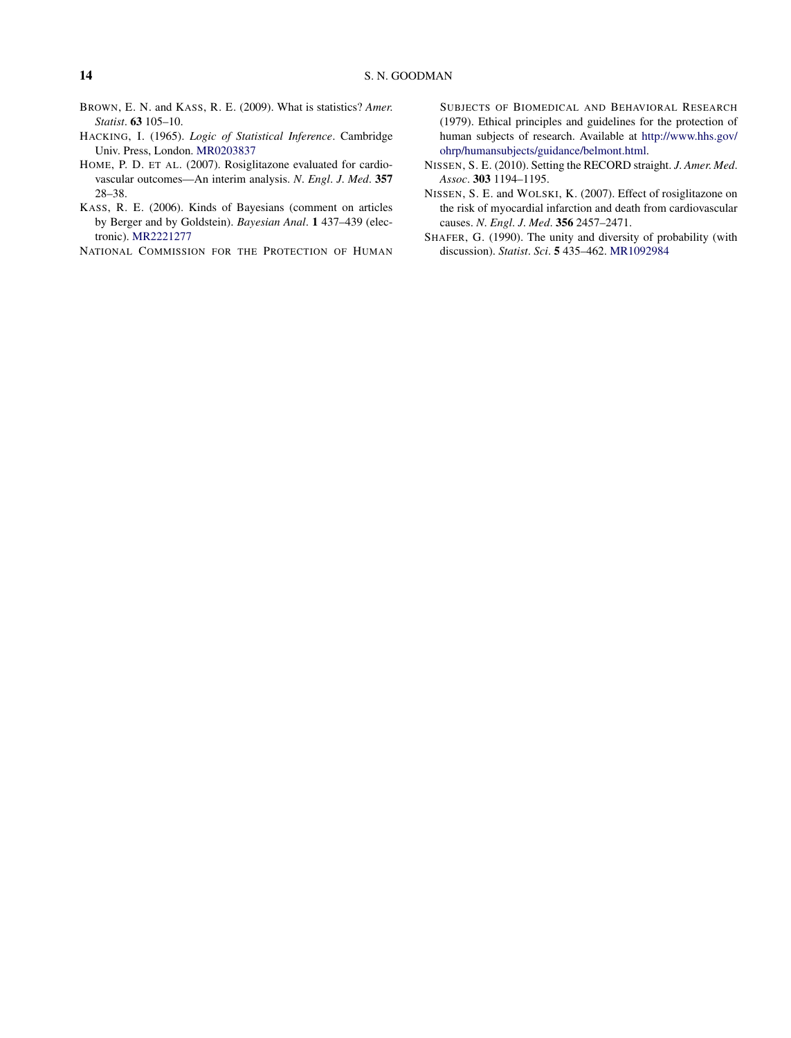BROWN, E. N. and KASS, R. E. (2009). What is statistics? *Amer. Statist*. **63** 105–10.

HACKING, I. (1965). *Logic of Statistical Inference*. Cambridge Univ. Press, London. MR0203837

HOME, P. D. ET AL. (2007). Rosiglitazone evaluated for cardiovascular outcomes—An interim analysis. *N. Engl. J. Med*. **357** 28–38.

KASS, R. E. (2006). Kinds of Bayesians (comment on articles by Berger and by Goldstein). *Bayesian Anal*. **1** 437–439 (electronic). MR2221277

NATIONAL COMMISSION FOR THE PROTECTION OF HUMAN SUBJECTS OF BIOMEDICAL AND BEHAVIORAL RESEARCH (1979). Ethical principles and guidelines for the protection of human subjects of research. Available at http://www.hhs.gov/ohrp/humansubjects/guidance/belmont.html.

NISSEN, S. E. (2010). Setting the RECORD straight. *J. Amer. Med. Assoc*. **303** 1194–1195.

NISSEN, S. E. and WOLSKI, K. (2007). Effect of rosiglitazone on the risk of myocardial infarction and death from cardiovascular causes. *N. Engl. J. Med*. **356** 2457–2471.

SHAFER, G. (1990). The unity and diversity of probability (with discussion). *Statist. Sci*. **5** 435–462. MR1092984